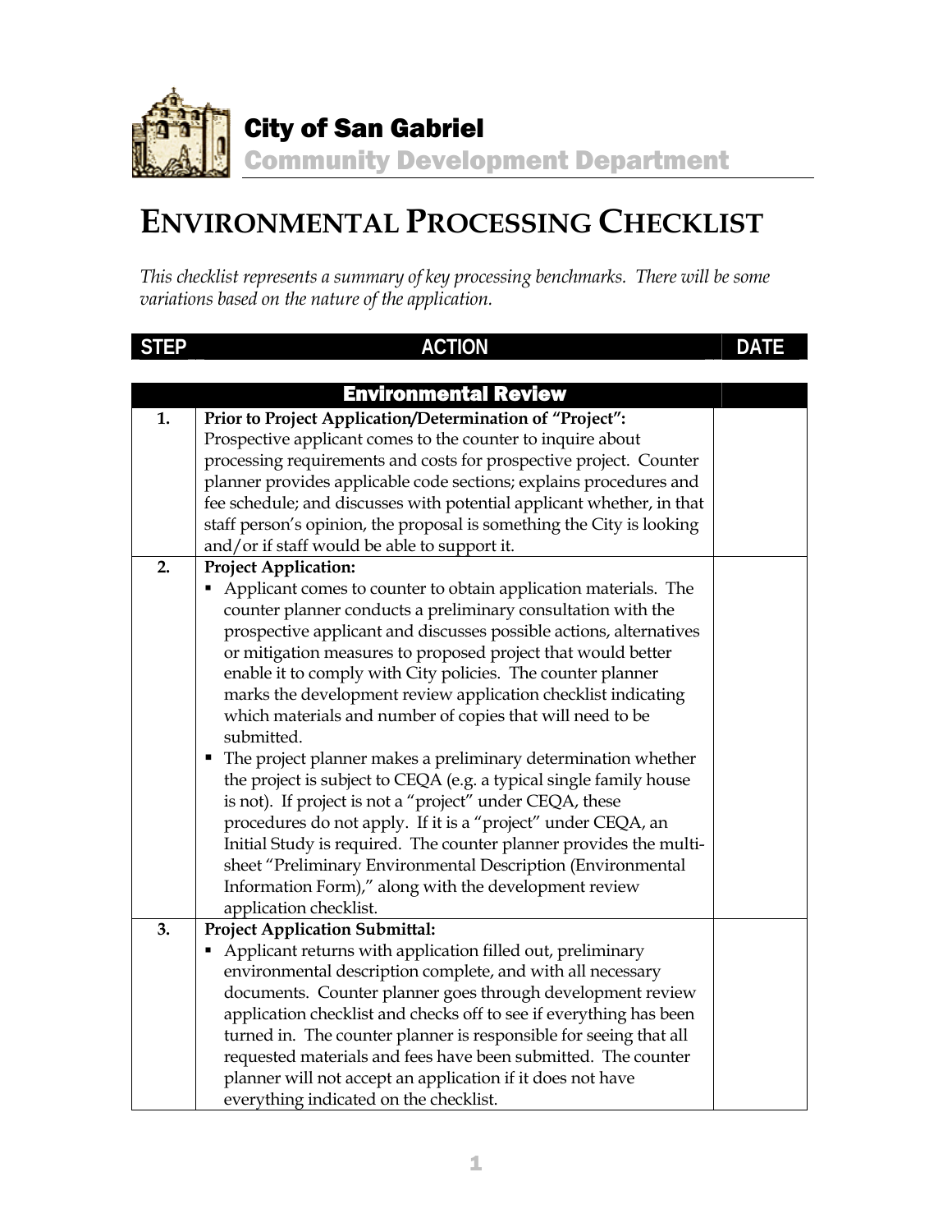City of San Gabriel

Community Development Department

# ENVIRONMENTAL PROCESSING CHECKLIST

*This checklist represents a summary of key processing benchmarks. There will be some variations based on the nature of the application.*

| STEP | ACTION | DATE |
|---|---|---|
| | **Environmental Review** | |
| 1. | **Prior to Project Application/Determination of "Project":** Prospective applicant comes to the counter to inquire about processing requirements and costs for prospective project. Counter planner provides applicable code sections; explains procedures and fee schedule; and discusses with potential applicant whether, in that staff person's opinion, the proposal is something the City is looking and/or if staff would be able to support it. | |
| 2. | **Project Application:**<br>▪ Applicant comes to counter to obtain application materials. The counter planner conducts a preliminary consultation with the prospective applicant and discusses possible actions, alternatives or mitigation measures to proposed project that would better enable it to comply with City policies. The counter planner marks the development review application checklist indicating which materials and number of copies that will need to be submitted.<br>▪ The project planner makes a preliminary determination whether the project is subject to CEQA (e.g. a typical single family house is not). If project is not a "project" under CEQA, these procedures do not apply. If it is a "project" under CEQA, an Initial Study is required. The counter planner provides the multi-sheet "Preliminary Environmental Description (Environmental Information Form)," along with the development review application checklist. | |
| 3. | **Project Application Submittal:**<br>▪ Applicant returns with application filled out, preliminary environmental description complete, and with all necessary documents. Counter planner goes through development review application checklist and checks off to see if everything has been turned in. The counter planner is responsible for seeing that all requested materials and fees have been submitted. The counter planner will not accept an application if it does not have everything indicated on the checklist. | |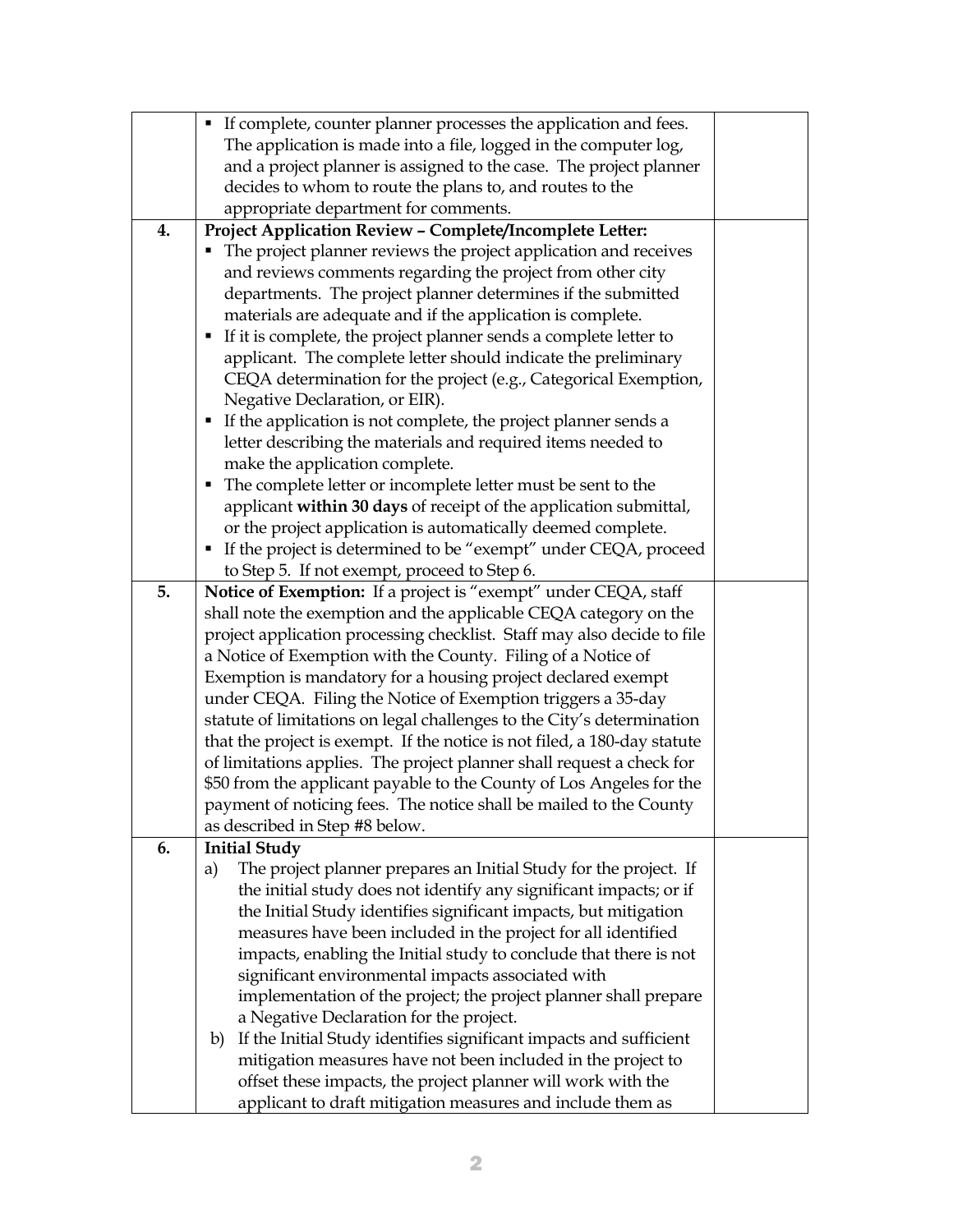| | | |
|---|---|---|
| | ▪ If complete, counter planner processes the application and fees. The application is made into a file, logged in the computer log, and a project planner is assigned to the case. The project planner decides to whom to route the plans to, and routes to the appropriate department for comments. | |
| **4.** | **Project Application Review – Complete/Incomplete Letter:**<br>▪ The project planner reviews the project application and receives and reviews comments regarding the project from other city departments. The project planner determines if the submitted materials are adequate and if the application is complete.<br>▪ If it is complete, the project planner sends a complete letter to applicant. The complete letter should indicate the preliminary CEQA determination for the project (e.g., Categorical Exemption, Negative Declaration, or EIR).<br>▪ If the application is not complete, the project planner sends a letter describing the materials and required items needed to make the application complete.<br>▪ The complete letter or incomplete letter must be sent to the applicant **within 30 days** of receipt of the application submittal, or the project application is automatically deemed complete.<br>▪ If the project is determined to be "exempt" under CEQA, proceed to Step 5. If not exempt, proceed to Step 6. | |
| **5.** | **Notice of Exemption:** If a project is "exempt" under CEQA, staff shall note the exemption and the applicable CEQA category on the project application processing checklist. Staff may also decide to file a Notice of Exemption with the County. Filing of a Notice of Exemption is mandatory for a housing project declared exempt under CEQA. Filing the Notice of Exemption triggers a 35-day statute of limitations on legal challenges to the City's determination that the project is exempt. If the notice is not filed, a 180-day statute of limitations applies. The project planner shall request a check for $50 from the applicant payable to the County of Los Angeles for the payment of noticing fees. The notice shall be mailed to the County as described in Step #8 below. | |
| **6.** | **Initial Study**<br>a) The project planner prepares an Initial Study for the project. If the initial study does not identify any significant impacts; or if the Initial Study identifies significant impacts, but mitigation measures have been included in the project for all identified impacts, enabling the Initial study to conclude that there is not significant environmental impacts associated with implementation of the project; the project planner shall prepare a Negative Declaration for the project.<br>b) If the Initial Study identifies significant impacts and sufficient mitigation measures have not been included in the project to offset these impacts, the project planner will work with the applicant to draft mitigation measures and include them as | |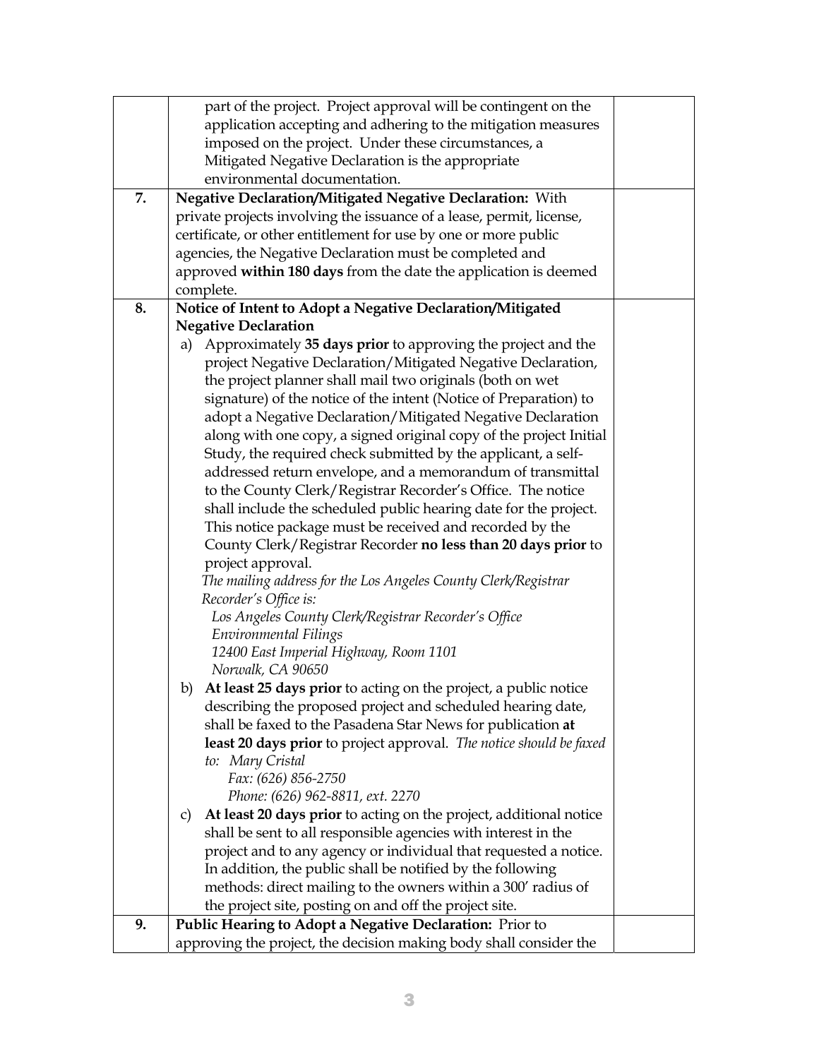| | | |
|---|---|---|
| | part of the project. Project approval will be contingent on the application accepting and adhering to the mitigation measures imposed on the project. Under these circumstances, a Mitigated Negative Declaration is the appropriate environmental documentation. | |
| **7.** | **Negative Declaration/Mitigated Negative Declaration:** With private projects involving the issuance of a lease, permit, license, certificate, or other entitlement for use by one or more public agencies, the Negative Declaration must be completed and approved **within 180 days** from the date the application is deemed complete. | |
| **8.** | **Notice of Intent to Adopt a Negative Declaration/Mitigated Negative Declaration**<br>a) Approximately **35 days prior** to approving the project and the project Negative Declaration/Mitigated Negative Declaration, the project planner shall mail two originals (both on wet signature) of the notice of the intent (Notice of Preparation) to adopt a Negative Declaration/Mitigated Negative Declaration along with one copy, a signed original copy of the project Initial Study, the required check submitted by the applicant, a self-addressed return envelope, and a memorandum of transmittal to the County Clerk/Registrar Recorder's Office. The notice shall include the scheduled public hearing date for the project. This notice package must be received and recorded by the County Clerk/Registrar Recorder **no less than 20 days prior** to project approval.<br>*The mailing address for the Los Angeles County Clerk/Registrar Recorder's Office is:*<br>*Los Angeles County Clerk/Registrar Recorder's Office*<br>*Environmental Filings*<br>*12400 East Imperial Highway, Room 1101*<br>*Norwalk, CA 90650*<br>b) **At least 25 days prior** to acting on the project, a public notice describing the proposed project and scheduled hearing date, shall be faxed to the Pasadena Star News for publication **at least 20 days prior** to project approval. *The notice should be faxed to: Mary Cristal*<br>*Fax: (626) 856-2750*<br>*Phone: (626) 962-8811, ext. 2270*<br>c) **At least 20 days prior** to acting on the project, additional notice shall be sent to all responsible agencies with interest in the project and to any agency or individual that requested a notice. In addition, the public shall be notified by the following methods: direct mailing to the owners within a 300' radius of the project site, posting on and off the project site. | |
| **9.** | **Public Hearing to Adopt a Negative Declaration:** Prior to approving the project, the decision making body shall consider the | |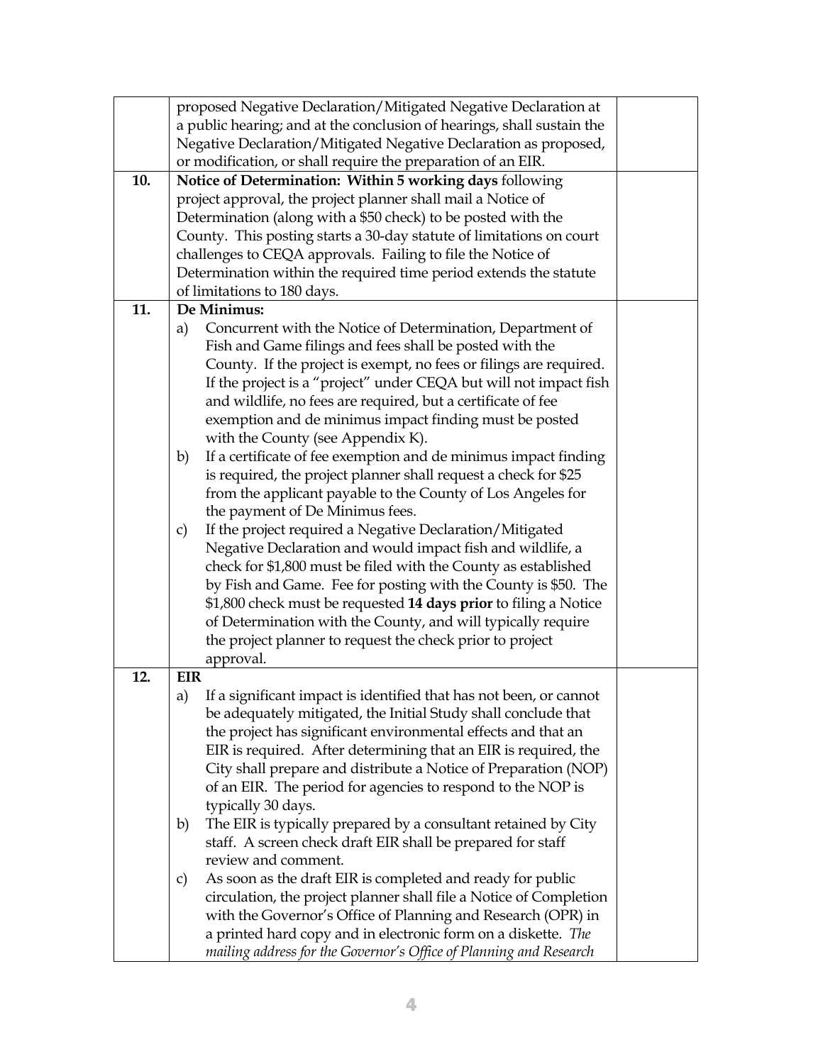|  |  |  |
|---|---|---|
|  | proposed Negative Declaration/Mitigated Negative Declaration at a public hearing; and at the conclusion of hearings, shall sustain the Negative Declaration/Mitigated Negative Declaration as proposed, or modification, or shall require the preparation of an EIR. |  |
| **10.** | **Notice of Determination: Within 5 working days** following project approval, the project planner shall mail a Notice of Determination (along with a $50 check) to be posted with the County. This posting starts a 30-day statute of limitations on court challenges to CEQA approvals. Failing to file the Notice of Determination within the required time period extends the statute of limitations to 180 days. |  |
| **11.** | **De Minimus:**<br>a) Concurrent with the Notice of Determination, Department of Fish and Game filings and fees shall be posted with the County. If the project is exempt, no fees or filings are required. If the project is a "project" under CEQA but will not impact fish and wildlife, no fees are required, but a certificate of fee exemption and de minimus impact finding must be posted with the County (see Appendix K).<br>b) If a certificate of fee exemption and de minimus impact finding is required, the project planner shall request a check for $25 from the applicant payable to the County of Los Angeles for the payment of De Minimus fees.<br>c) If the project required a Negative Declaration/Mitigated Negative Declaration and would impact fish and wildlife, a check for $1,800 must be filed with the County as established by Fish and Game. Fee for posting with the County is $50. The $1,800 check must be requested **14 days prior** to filing a Notice of Determination with the County, and will typically require the project planner to request the check prior to project approval. |  |
| **12.** | **EIR**<br>a) If a significant impact is identified that has not been, or cannot be adequately mitigated, the Initial Study shall conclude that the project has significant environmental effects and that an EIR is required. After determining that an EIR is required, the City shall prepare and distribute a Notice of Preparation (NOP) of an EIR. The period for agencies to respond to the NOP is typically 30 days.<br>b) The EIR is typically prepared by a consultant retained by City staff. A screen check draft EIR shall be prepared for staff review and comment.<br>c) As soon as the draft EIR is completed and ready for public circulation, the project planner shall file a Notice of Completion with the Governor's Office of Planning and Research (OPR) in a printed hard copy and in electronic form on a diskette. *The mailing address for the Governor's Office of Planning and Research* |  |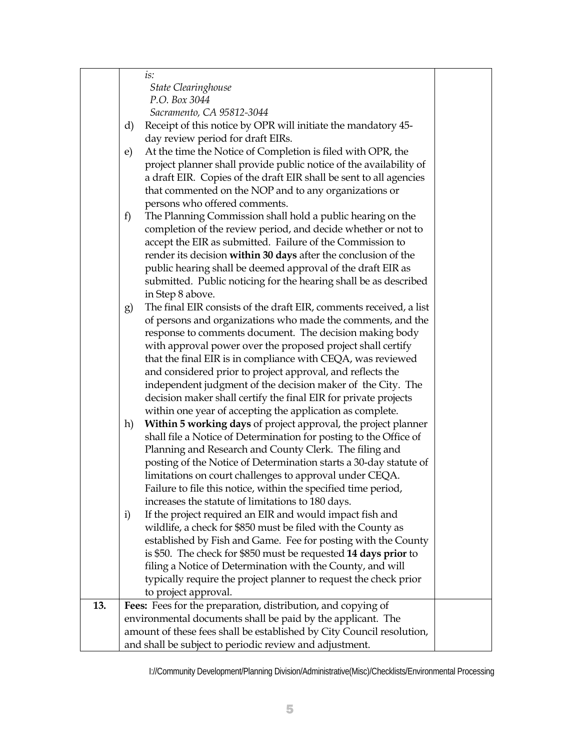| | | |
|---|---|---|
| | *is:*<br>*State Clearinghouse*<br>*P.O. Box 3044*<br>*Sacramento, CA 95812-3044*<br>d) Receipt of this notice by OPR will initiate the mandatory 45-day review period for draft EIRs.<br>e) At the time the Notice of Completion is filed with OPR, the project planner shall provide public notice of the availability of a draft EIR. Copies of the draft EIR shall be sent to all agencies that commented on the NOP and to any organizations or persons who offered comments.<br>f) The Planning Commission shall hold a public hearing on the completion of the review period, and decide whether or not to accept the EIR as submitted. Failure of the Commission to render its decision **within 30 days** after the conclusion of the public hearing shall be deemed approval of the draft EIR as submitted. Public noticing for the hearing shall be as described in Step 8 above.<br>g) The final EIR consists of the draft EIR, comments received, a list of persons and organizations who made the comments, and the response to comments document. The decision making body with approval power over the proposed project shall certify that the final EIR is in compliance with CEQA, was reviewed and considered prior to project approval, and reflects the independent judgment of the decision maker of the City. The decision maker shall certify the final EIR for private projects within one year of accepting the application as complete.<br>h) **Within 5 working days** of project approval, the project planner shall file a Notice of Determination for posting to the Office of Planning and Research and County Clerk. The filing and posting of the Notice of Determination starts a 30-day statute of limitations on court challenges to approval under CEQA. Failure to file this notice, within the specified time period, increases the statute of limitations to 180 days.<br>i) If the project required an EIR and would impact fish and wildlife, a check for $850 must be filed with the County as established by Fish and Game. Fee for posting with the County is $50. The check for $850 must be requested **14 days prior** to filing a Notice of Determination with the County, and will typically require the project planner to request the check prior to project approval. | |
| **13.** | **Fees:** Fees for the preparation, distribution, and copying of environmental documents shall be paid by the applicant. The amount of these fees shall be established by City Council resolution, and shall be subject to periodic review and adjustment. | |

I://Community Development/Planning Division/Administrative(Misc)/Checklists/Environmental Processing